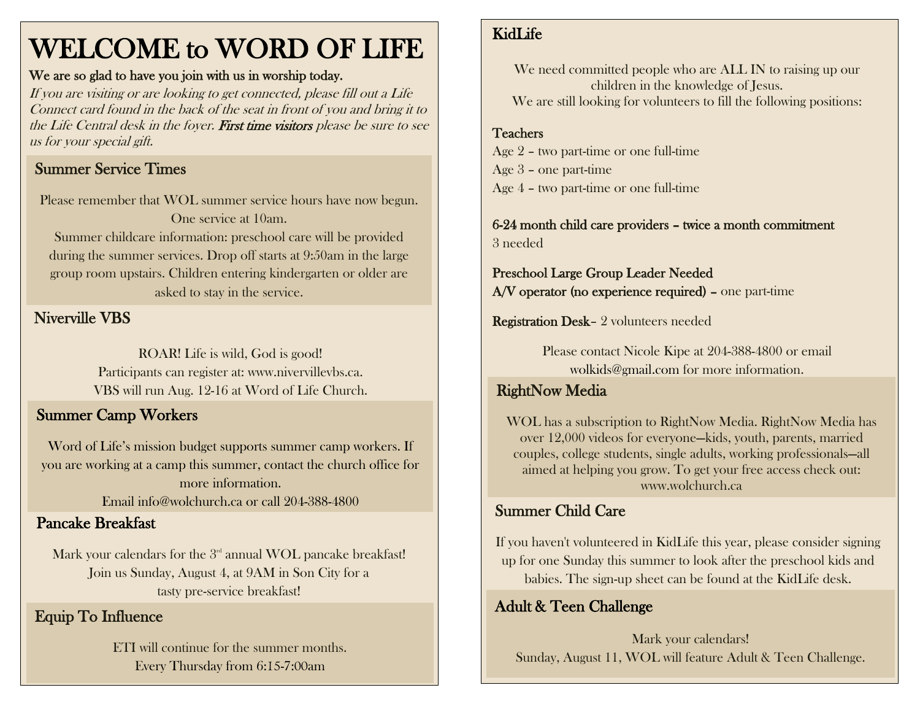# WELCOME to WORD OF LIFE

**We are so glad to have you join with us in worship today.**

*If you are visiting or are looking to get connected, please fill out a Life Connect card found in the back of the seat in front of you and bring it to the Life Central desk in the foyer.* ***First time visitors*** *please be sure to see us for your special gift.*

## Summer Service Times

Please remember that WOL summer service hours have now begun.
One service at 10am.
Summer childcare information: preschool care will be provided during the summer services. Drop off starts at 9:50am in the large group room upstairs. Children entering kindergarten or older are asked to stay in the service.

## Niverville VBS

ROAR! Life is wild, God is good!
Participants can register at: www.nivervillevbs.ca.
VBS will run Aug. 12-16 at Word of Life Church.

## Summer Camp Workers

Word of Life's mission budget supports summer camp workers. If you are working at a camp this summer, contact the church office for more information.
Email info@wolchurch.ca or call 204-388-4800

## Pancake Breakfast

Mark your calendars for the 3rd annual WOL pancake breakfast!
Join us Sunday, August 4, at 9AM in Son City for a tasty pre-service breakfast!

## Equip To Influence

ETI will continue for the summer months.
Every Thursday from 6:15-7:00am

## KidLife

We need committed people who are ALL IN to raising up our children in the knowledge of Jesus.
We are still looking for volunteers to fill the following positions:

**Teachers**
Age 2 – two part-time or one full-time
Age 3 – one part-time
Age 4 – two part-time or one full-time

**6-24 month child care providers – twice a month commitment**
3 needed

**Preschool Large Group Leader Needed**
**A/V operator (no experience required) –** one part-time

**Registration Desk**– 2 volunteers needed

Please contact Nicole Kipe at 204-388-4800 or email wolkids@gmail.com for more information.

## RightNow Media

WOL has a subscription to RightNow Media. RightNow Media has over 12,000 videos for everyone—kids, youth, parents, married couples, college students, single adults, working professionals—all aimed at helping you grow. To get your free access check out: www.wolchurch.ca

## Summer Child Care

If you haven't volunteered in KidLife this year, please consider signing up for one Sunday this summer to look after the preschool kids and babies. The sign-up sheet can be found at the KidLife desk.

## Adult & Teen Challenge

Mark your calendars!
Sunday, August 11, WOL will feature Adult & Teen Challenge.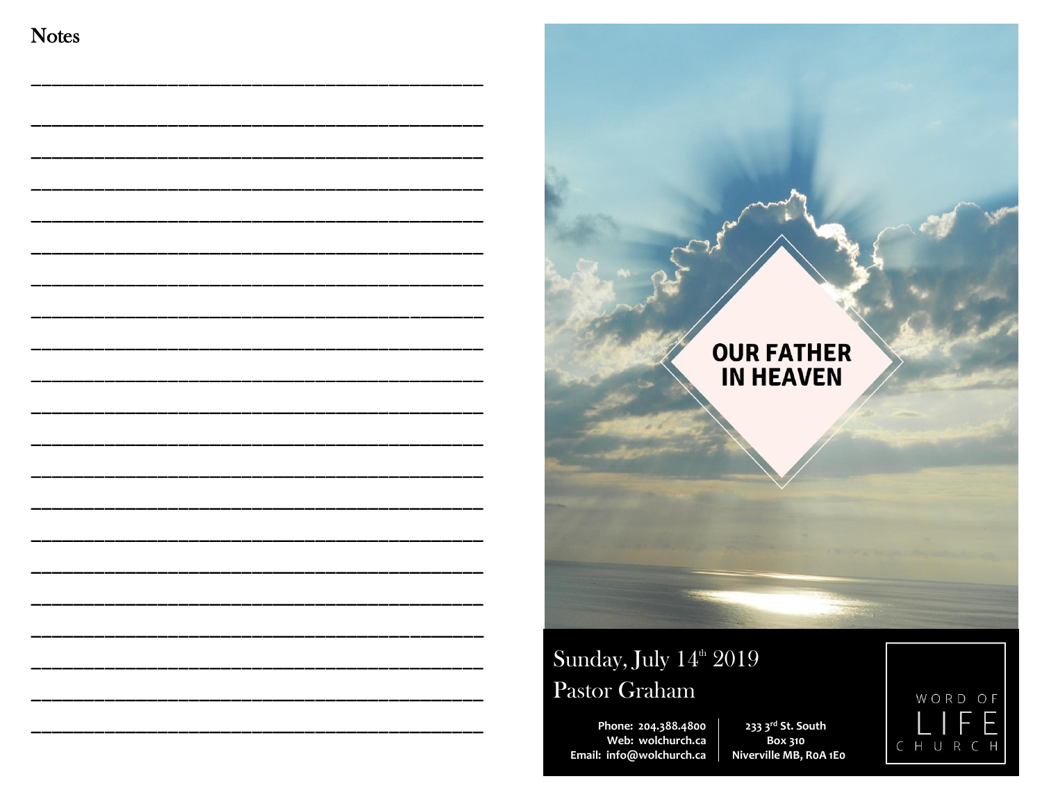## Notes

_____________________________________________

_____________________________________________

_____________________________________________

_____________________________________________

_____________________________________________

_____________________________________________

_____________________________________________

_____________________________________________

_____________________________________________

_____________________________________________

_____________________________________________

_____________________________________________

_____________________________________________

_____________________________________________

_____________________________________________

_____________________________________________

_____________________________________________

_____________________________________________

_____________________________________________

_____________________________________________

_____________________________________________

# OUR FATHER IN HEAVEN

Sunday, July 14th 2019

Pastor Graham

**Phone:** 204.388.4800
**Web:** wolchurch.ca
**Email:** info@wolchurch.ca

233 3rd St. South
Box 310
Niverville MB, R0A 1E0

WORD OF LIFE CHURCH